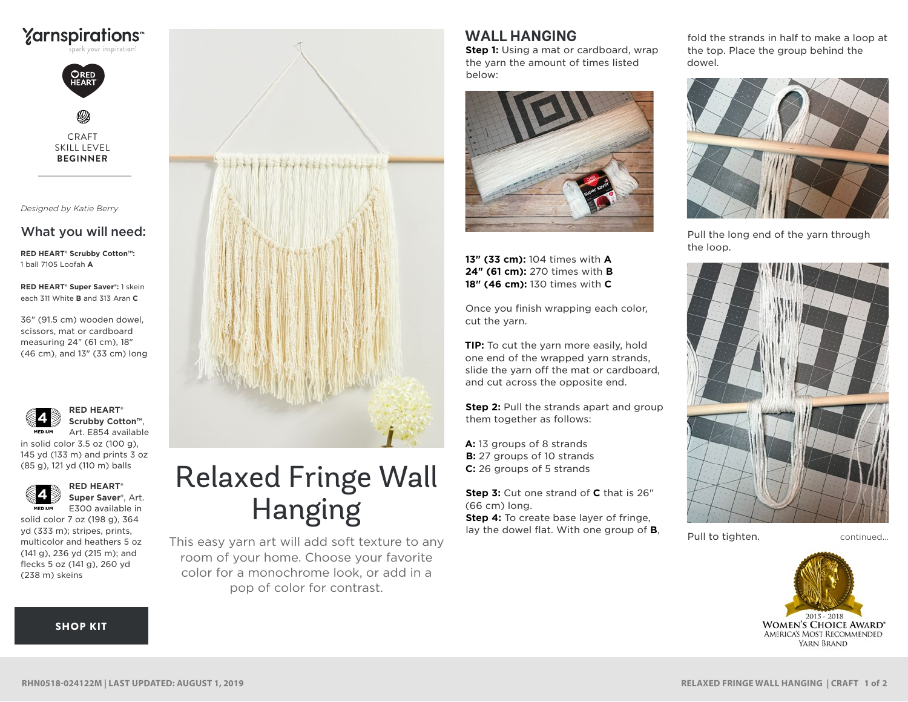Yarnspirations™
spark your inspiration!

RED HEART

CRAFT
SKILL LEVEL
**BEGINNER**

*Designed by Katie Berry*

## What you will need:

**RED HEART® Scrubby Cotton™:** 1 ball 7105 Loofah **A**

**RED HEART® Super Saver®:** 1 skein each 311 White **B** and 313 Aran **C**

36" (91.5 cm) wooden dowel, scissors, mat or cardboard measuring 24" (61 cm), 18" (46 cm), and 13" (33 cm) long

4 MEDIUM **RED HEART® Scrubby Cotton™**, Art. E854 available in solid color 3.5 oz (100 g), 145 yd (133 m) and prints 3 oz (85 g), 121 yd (110 m) balls

4 MEDIUM **RED HEART® Super Saver®**, Art. E300 available in solid color 7 oz (198 g), 364 yd (333 m); stripes, prints, multicolor and heathers 5 oz (141 g), 236 yd (215 m); and flecks 5 oz (141 g), 260 yd (238 m) skeins

**SHOP KIT**

# Relaxed Fringe Wall Hanging

This easy yarn art will add soft texture to any room of your home. Choose your favorite color for a monochrome look, or add in a pop of color for contrast.

## WALL HANGING

**Step 1:** Using a mat or cardboard, wrap the yarn the amount of times listed below:

**13" (33 cm):** 104 times with **A**
**24" (61 cm):** 270 times with **B**
**18" (46 cm):** 130 times with **C**

Once you finish wrapping each color, cut the yarn.

**TIP:** To cut the yarn more easily, hold one end of the wrapped yarn strands, slide the yarn off the mat or cardboard, and cut across the opposite end.

**Step 2:** Pull the strands apart and group them together as follows:

**A:** 13 groups of 8 strands
**B:** 27 groups of 10 strands
**C:** 26 groups of 5 strands

**Step 3:** Cut one strand of **C** that is 26" (66 cm) long.
**Step 4:** To create base layer of fringe, lay the dowel flat. With one group of **B**, fold the strands in half to make a loop at the top. Place the group behind the dowel.

Pull the long end of the yarn through the loop.

Pull to tighten.

continued...

2015 - 2018
WOMEN'S CHOICE AWARD®
AMERICA'S MOST RECOMMENDED YARN BRAND

RHN0518-024122M | LAST UPDATED: AUGUST 1, 2019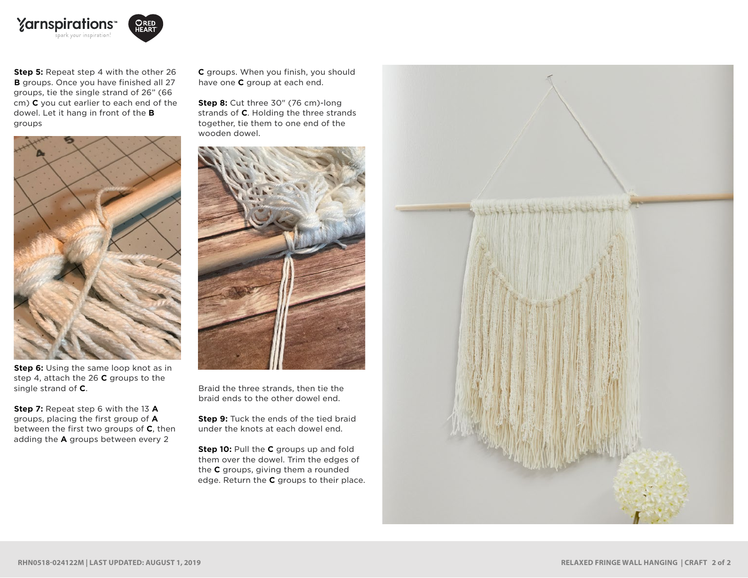**Step 5:** Repeat step 4 with the other 26 **B** groups. Once you have finished all 27 groups, tie the single strand of 26" (66 cm) **C** you cut earlier to each end of the dowel. Let it hang in front of the **B** groups

**Step 6:** Using the same loop knot as in step 4, attach the 26 **C** groups to the single strand of **C**.

**Step 7:** Repeat step 6 with the 13 **A** groups, placing the first group of **A** between the first two groups of **C**, then adding the **A** groups between every 2 **C** groups. When you finish, you should have one **C** group at each end.

**Step 8:** Cut three 30" (76 cm)-long strands of **C**. Holding the three strands together, tie them to one end of the wooden dowel.

Braid the three strands, then tie the braid ends to the other dowel end.

**Step 9:** Tuck the ends of the tied braid under the knots at each dowel end.

**Step 10:** Pull the **C** groups up and fold them over the dowel. Trim the edges of the **C** groups, giving them a rounded edge. Return the **C** groups to their place.

RHN0518-024122M | LAST UPDATED: AUGUST 1, 2019